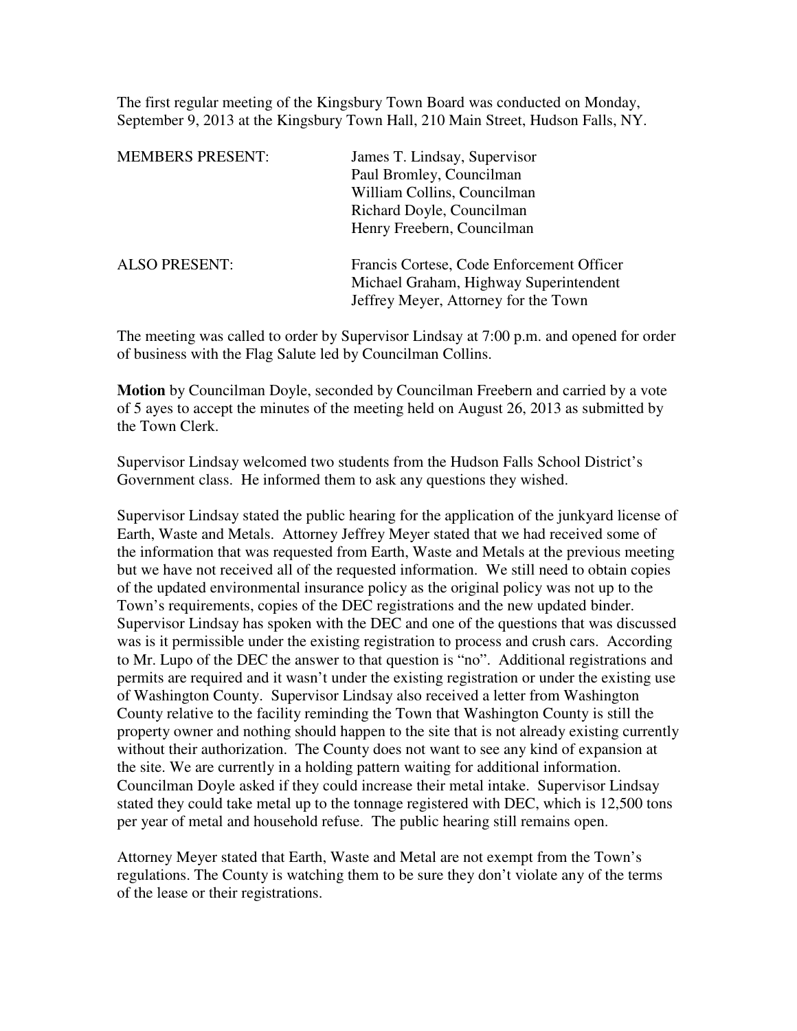The first regular meeting of the Kingsbury Town Board was conducted on Monday, September 9, 2013 at the Kingsbury Town Hall, 210 Main Street, Hudson Falls, NY.

| | |
|---|---|
| MEMBERS PRESENT: | James T. Lindsay, Supervisor |
| | Paul Bromley, Councilman |
| | William Collins, Councilman |
| | Richard Doyle, Councilman |
| | Henry Freebern, Councilman |
| ALSO PRESENT: | Francis Cortese, Code Enforcement Officer |
| | Michael Graham, Highway Superintendent |
| | Jeffrey Meyer, Attorney for the Town |

The meeting was called to order by Supervisor Lindsay at 7:00 p.m. and opened for order of business with the Flag Salute led by Councilman Collins.

**Motion** by Councilman Doyle, seconded by Councilman Freebern and carried by a vote of 5 ayes to accept the minutes of the meeting held on August 26, 2013 as submitted by the Town Clerk.

Supervisor Lindsay welcomed two students from the Hudson Falls School District's Government class. He informed them to ask any questions they wished.

Supervisor Lindsay stated the public hearing for the application of the junkyard license of Earth, Waste and Metals. Attorney Jeffrey Meyer stated that we had received some of the information that was requested from Earth, Waste and Metals at the previous meeting but we have not received all of the requested information. We still need to obtain copies of the updated environmental insurance policy as the original policy was not up to the Town's requirements, copies of the DEC registrations and the new updated binder. Supervisor Lindsay has spoken with the DEC and one of the questions that was discussed was is it permissible under the existing registration to process and crush cars. According to Mr. Lupo of the DEC the answer to that question is "no". Additional registrations and permits are required and it wasn't under the existing registration or under the existing use of Washington County. Supervisor Lindsay also received a letter from Washington County relative to the facility reminding the Town that Washington County is still the property owner and nothing should happen to the site that is not already existing currently without their authorization. The County does not want to see any kind of expansion at the site. We are currently in a holding pattern waiting for additional information. Councilman Doyle asked if they could increase their metal intake. Supervisor Lindsay stated they could take metal up to the tonnage registered with DEC, which is 12,500 tons per year of metal and household refuse. The public hearing still remains open.

Attorney Meyer stated that Earth, Waste and Metal are not exempt from the Town's regulations. The County is watching them to be sure they don't violate any of the terms of the lease or their registrations.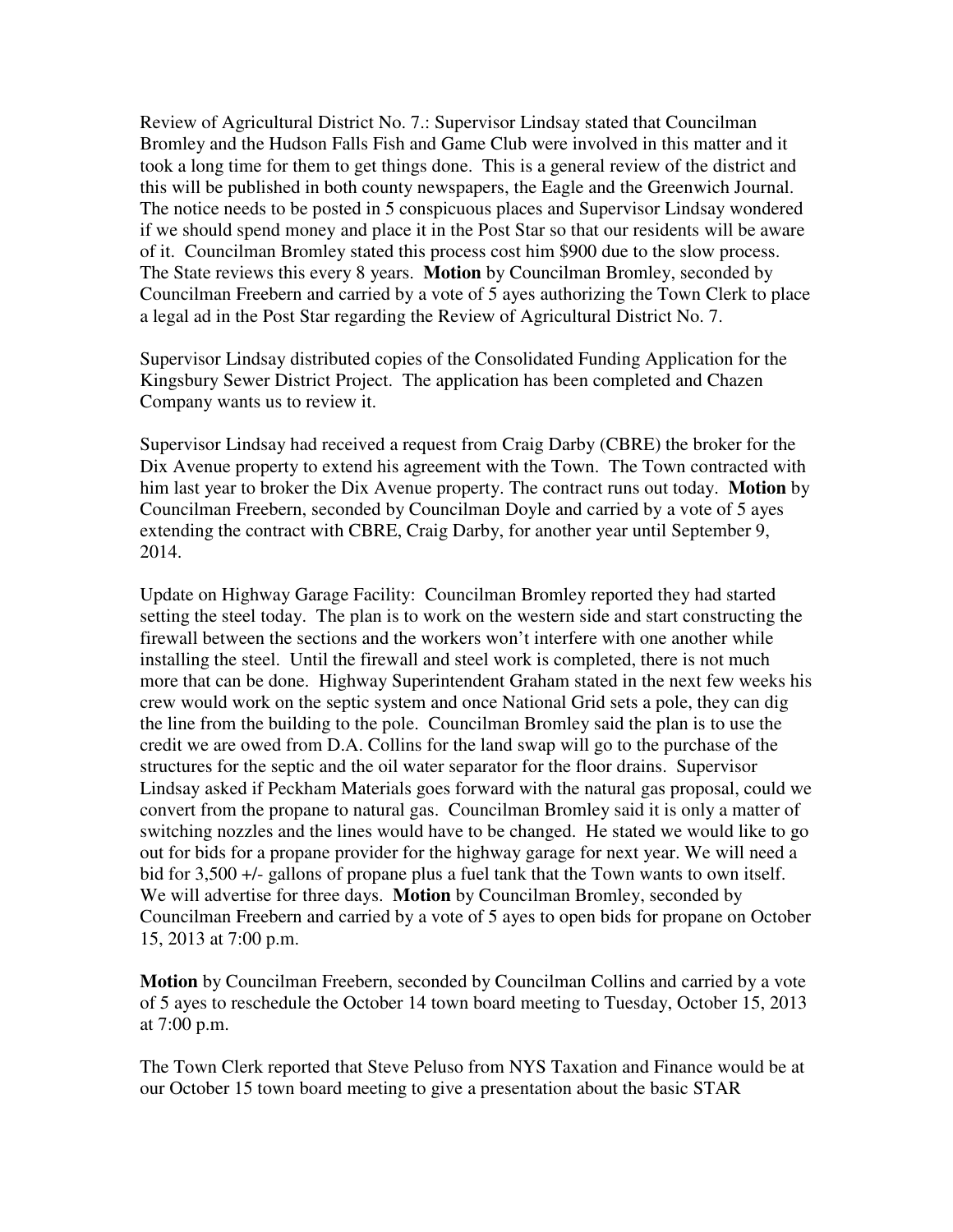Review of Agricultural District No. 7.: Supervisor Lindsay stated that Councilman Bromley and the Hudson Falls Fish and Game Club were involved in this matter and it took a long time for them to get things done. This is a general review of the district and this will be published in both county newspapers, the Eagle and the Greenwich Journal. The notice needs to be posted in 5 conspicuous places and Supervisor Lindsay wondered if we should spend money and place it in the Post Star so that our residents will be aware of it. Councilman Bromley stated this process cost him $900 due to the slow process. The State reviews this every 8 years. **Motion** by Councilman Bromley, seconded by Councilman Freebern and carried by a vote of 5 ayes authorizing the Town Clerk to place a legal ad in the Post Star regarding the Review of Agricultural District No. 7.

Supervisor Lindsay distributed copies of the Consolidated Funding Application for the Kingsbury Sewer District Project. The application has been completed and Chazen Company wants us to review it.

Supervisor Lindsay had received a request from Craig Darby (CBRE) the broker for the Dix Avenue property to extend his agreement with the Town. The Town contracted with him last year to broker the Dix Avenue property. The contract runs out today. **Motion** by Councilman Freebern, seconded by Councilman Doyle and carried by a vote of 5 ayes extending the contract with CBRE, Craig Darby, for another year until September 9, 2014.

Update on Highway Garage Facility: Councilman Bromley reported they had started setting the steel today. The plan is to work on the western side and start constructing the firewall between the sections and the workers won't interfere with one another while installing the steel. Until the firewall and steel work is completed, there is not much more that can be done. Highway Superintendent Graham stated in the next few weeks his crew would work on the septic system and once National Grid sets a pole, they can dig the line from the building to the pole. Councilman Bromley said the plan is to use the credit we are owed from D.A. Collins for the land swap will go to the purchase of the structures for the septic and the oil water separator for the floor drains. Supervisor Lindsay asked if Peckham Materials goes forward with the natural gas proposal, could we convert from the propane to natural gas. Councilman Bromley said it is only a matter of switching nozzles and the lines would have to be changed. He stated we would like to go out for bids for a propane provider for the highway garage for next year. We will need a bid for 3,500 +/- gallons of propane plus a fuel tank that the Town wants to own itself. We will advertise for three days. **Motion** by Councilman Bromley, seconded by Councilman Freebern and carried by a vote of 5 ayes to open bids for propane on October 15, 2013 at 7:00 p.m.

**Motion** by Councilman Freebern, seconded by Councilman Collins and carried by a vote of 5 ayes to reschedule the October 14 town board meeting to Tuesday, October 15, 2013 at 7:00 p.m.

The Town Clerk reported that Steve Peluso from NYS Taxation and Finance would be at our October 15 town board meeting to give a presentation about the basic STAR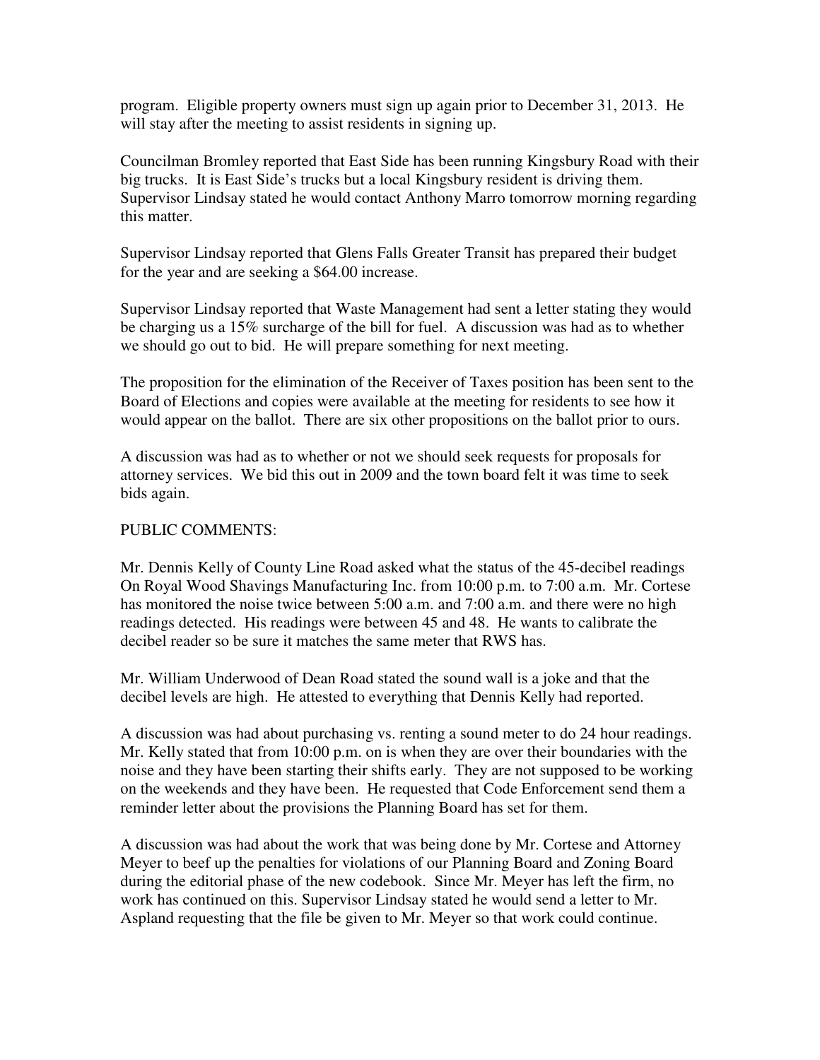program. Eligible property owners must sign up again prior to December 31, 2013. He will stay after the meeting to assist residents in signing up.

Councilman Bromley reported that East Side has been running Kingsbury Road with their big trucks. It is East Side's trucks but a local Kingsbury resident is driving them. Supervisor Lindsay stated he would contact Anthony Marro tomorrow morning regarding this matter.

Supervisor Lindsay reported that Glens Falls Greater Transit has prepared their budget for the year and are seeking a $64.00 increase.

Supervisor Lindsay reported that Waste Management had sent a letter stating they would be charging us a 15% surcharge of the bill for fuel. A discussion was had as to whether we should go out to bid. He will prepare something for next meeting.

The proposition for the elimination of the Receiver of Taxes position has been sent to the Board of Elections and copies were available at the meeting for residents to see how it would appear on the ballot. There are six other propositions on the ballot prior to ours.

A discussion was had as to whether or not we should seek requests for proposals for attorney services. We bid this out in 2009 and the town board felt it was time to seek bids again.

PUBLIC COMMENTS:

Mr. Dennis Kelly of County Line Road asked what the status of the 45-decibel readings On Royal Wood Shavings Manufacturing Inc. from 10:00 p.m. to 7:00 a.m. Mr. Cortese has monitored the noise twice between 5:00 a.m. and 7:00 a.m. and there were no high readings detected. His readings were between 45 and 48. He wants to calibrate the decibel reader so be sure it matches the same meter that RWS has.

Mr. William Underwood of Dean Road stated the sound wall is a joke and that the decibel levels are high. He attested to everything that Dennis Kelly had reported.

A discussion was had about purchasing vs. renting a sound meter to do 24 hour readings. Mr. Kelly stated that from 10:00 p.m. on is when they are over their boundaries with the noise and they have been starting their shifts early. They are not supposed to be working on the weekends and they have been. He requested that Code Enforcement send them a reminder letter about the provisions the Planning Board has set for them.

A discussion was had about the work that was being done by Mr. Cortese and Attorney Meyer to beef up the penalties for violations of our Planning Board and Zoning Board during the editorial phase of the new codebook. Since Mr. Meyer has left the firm, no work has continued on this. Supervisor Lindsay stated he would send a letter to Mr. Aspland requesting that the file be given to Mr. Meyer so that work could continue.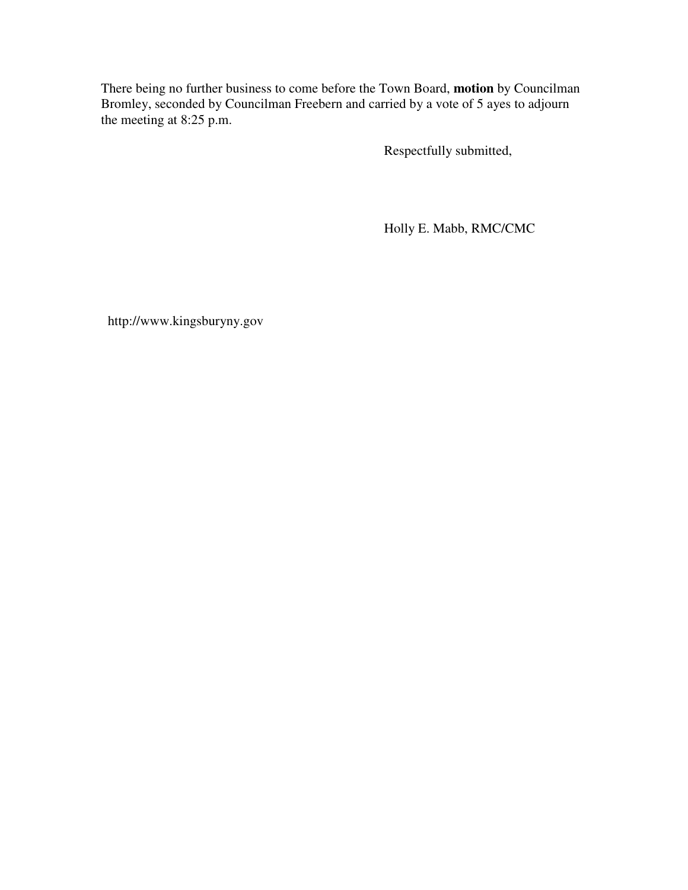There being no further business to come before the Town Board, **motion** by Councilman Bromley, seconded by Councilman Freebern and carried by a vote of 5 ayes to adjourn the meeting at 8:25 p.m.

Respectfully submitted,

Holly E. Mabb, RMC/CMC

http://www.kingsburyny.gov